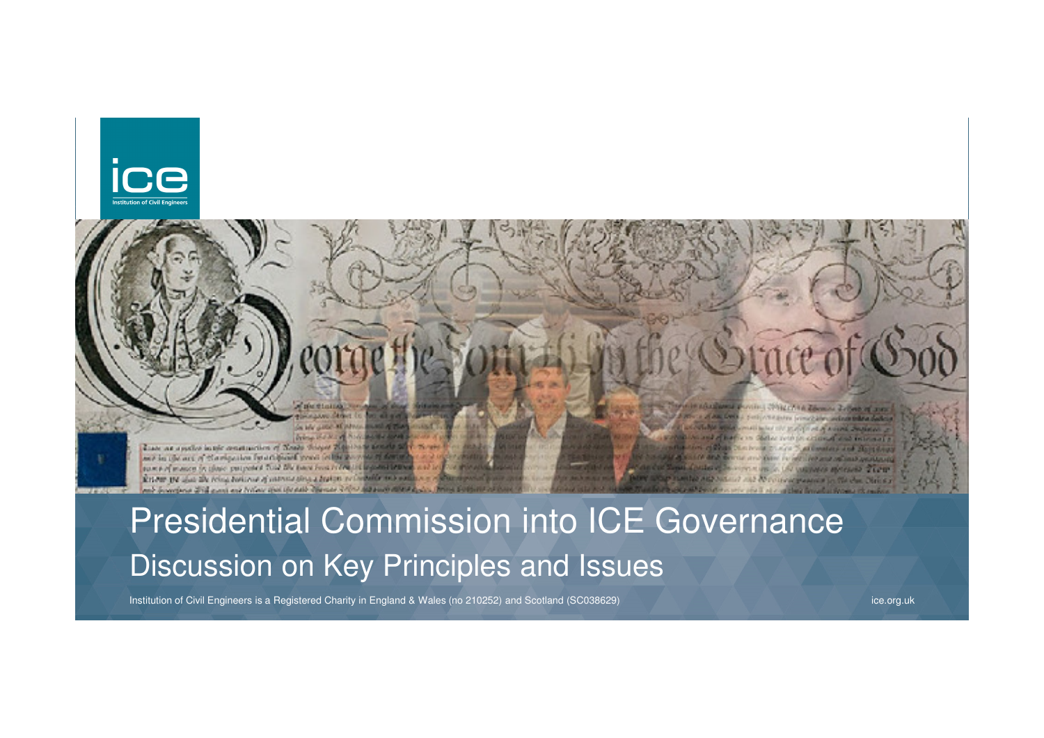# Presidential Commission into ICE Governance

## Discussion on Key Principles and Issues

Institution of Civil Engineers is a Registered Charity in England & Wales (no 210252) and Scotland (SC038629)

ice.org.uk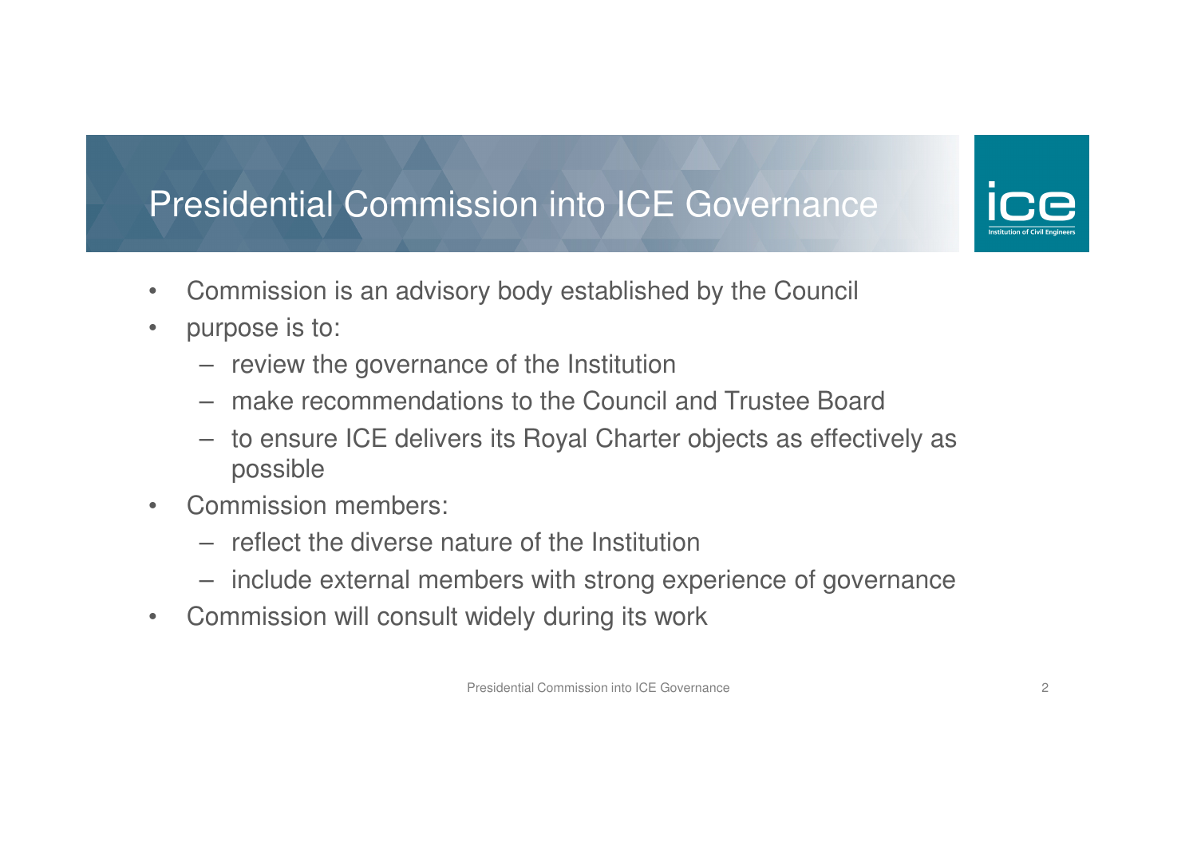# Presidential Commission into ICE Governance

- Commission is an advisory body established by the Council
- purpose is to:
  - review the governance of the Institution
  - make recommendations to the Council and Trustee Board
  - to ensure ICE delivers its Royal Charter objects as effectively as possible
- Commission members:
  - reflect the diverse nature of the Institution
  - include external members with strong experience of governance
- Commission will consult widely during its work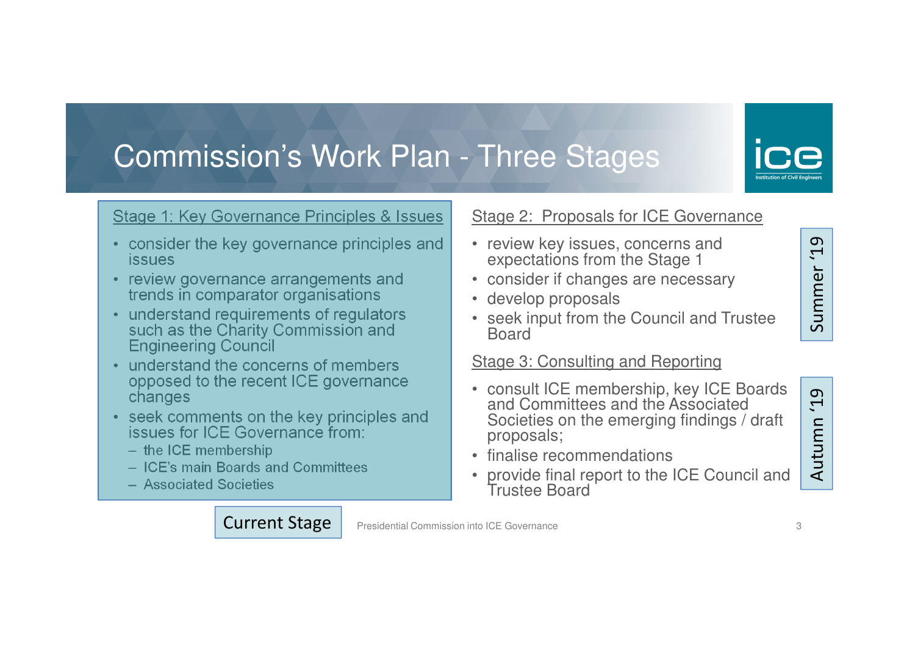# Commission's Work Plan - Three Stages

## Stage 1: Key Governance Principles & Issues

- consider the key governance principles and issues
- review governance arrangements and trends in comparator organisations
- understand requirements of regulators such as the Charity Commission and Engineering Council
- understand the concerns of members opposed to the recent ICE governance changes
- seek comments on the key principles and issues for ICE Governance from:
  - the ICE membership
  - ICE's main Boards and Committees
  - Associated Societies

Current Stage

## Stage 2: Proposals for ICE Governance

Summer '19

- review key issues, concerns and expectations from the Stage 1
- consider if changes are necessary
- develop proposals
- seek input from the Council and Trustee Board

## Stage 3: Consulting and Reporting

Autumn '19

- consult ICE membership, key ICE Boards and Committees and the Associated Societies on the emerging findings / draft proposals;
- finalise recommendations
- provide final report to the ICE Council and Trustee Board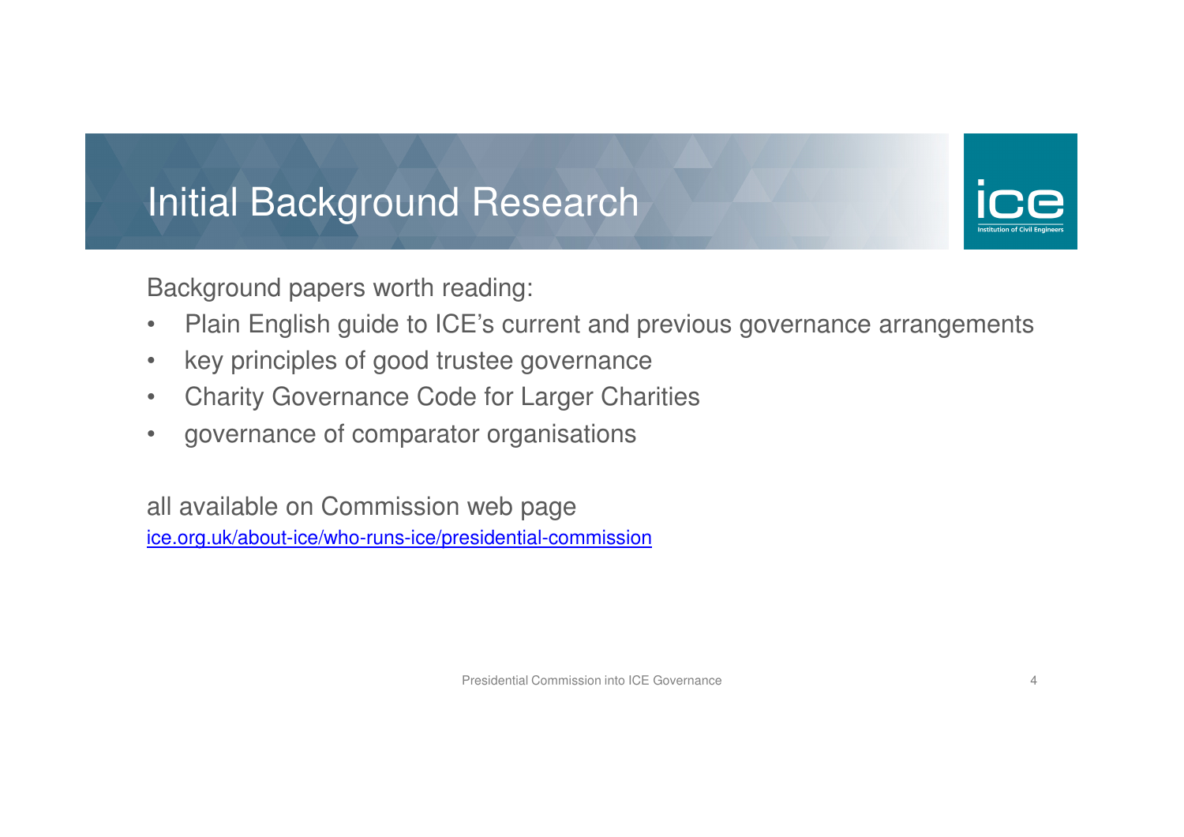# Initial Background Research

Background papers worth reading:

- Plain English guide to ICE's current and previous governance arrangements
- key principles of good trustee governance
- Charity Governance Code for Larger Charities
- governance of comparator organisations

all available on Commission web page
[ice.org.uk/about-ice/who-runs-ice/presidential-commission](ice.org.uk/about-ice/who-runs-ice/presidential-commission)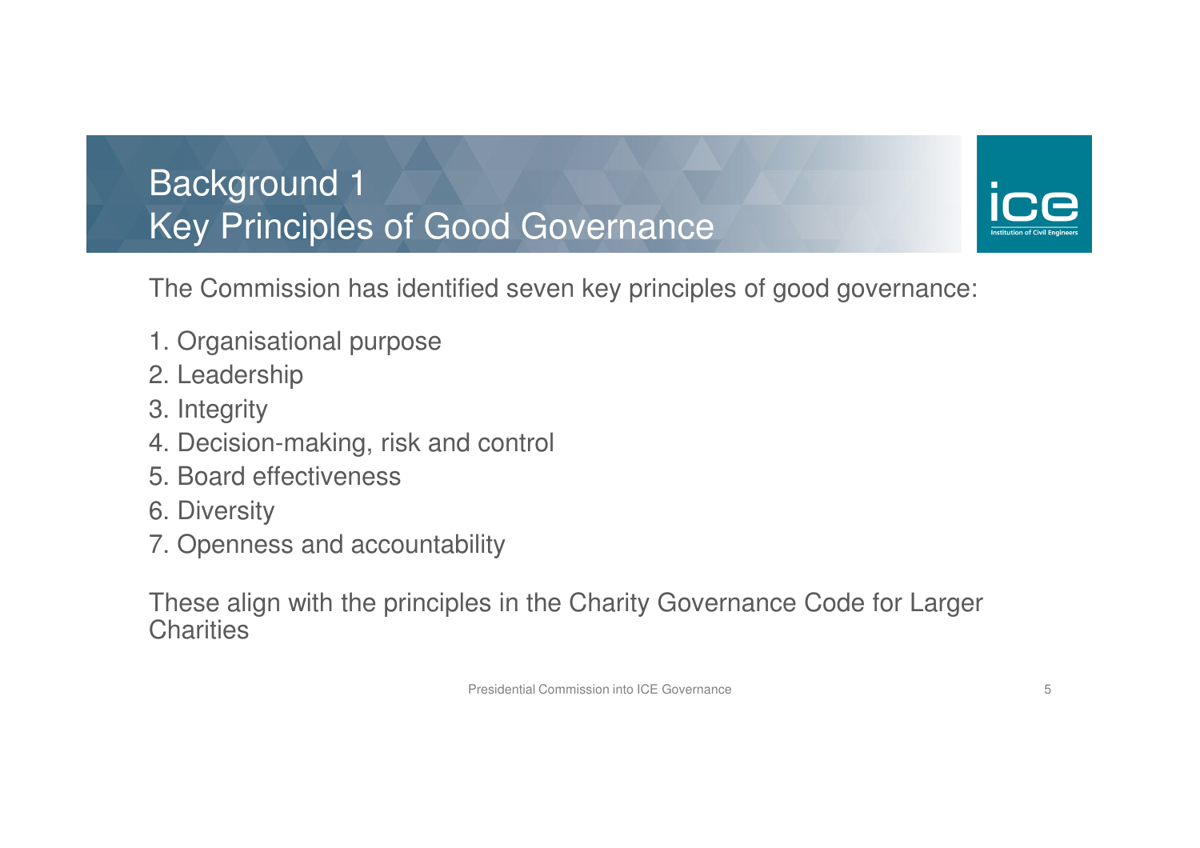# Background 1
## Key Principles of Good Governance

The Commission has identified seven key principles of good governance:

1. Organisational purpose
2. Leadership
3. Integrity
4. Decision-making, risk and control
5. Board effectiveness
6. Diversity
7. Openness and accountability

These align with the principles in the Charity Governance Code for Larger Charities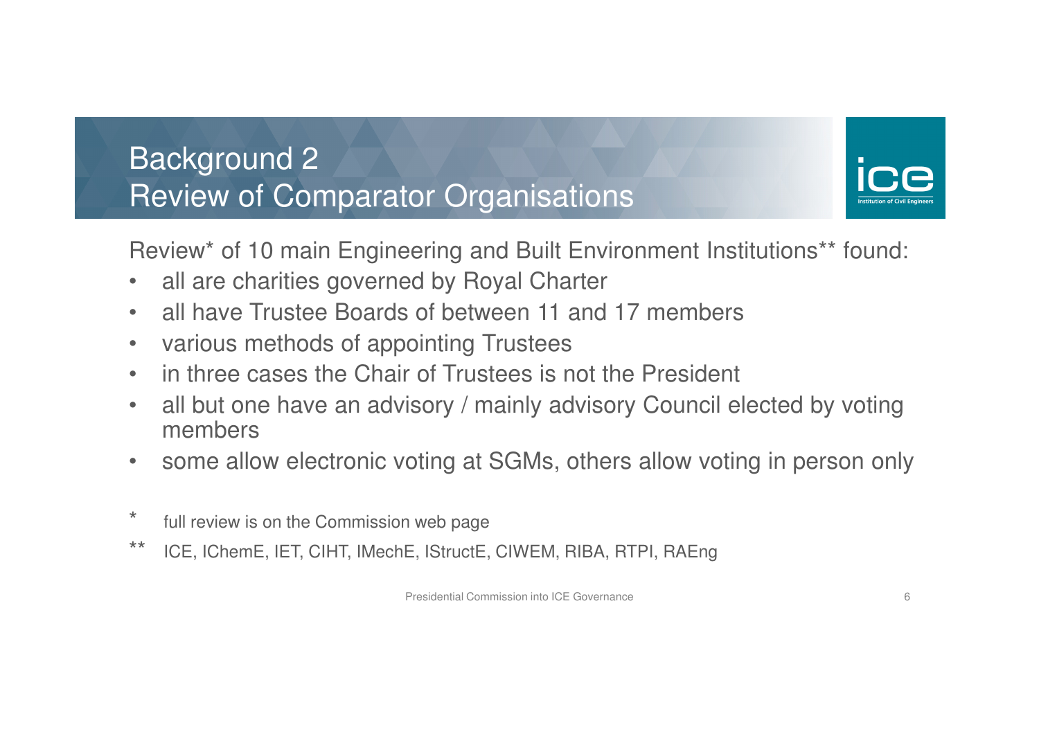# Background 2
# Review of Comparator Organisations

Review* of 10 main Engineering and Built Environment Institutions** found:

- all are charities governed by Royal Charter
- all have Trustee Boards of between 11 and 17 members
- various methods of appointing Trustees
- in three cases the Chair of Trustees is not the President
- all but one have an advisory / mainly advisory Council elected by voting members
- some allow electronic voting at SGMs, others allow voting in person only

\* full review is on the Commission web page

\*\* ICE, IChemE, IET, CIHT, IMechE, IStructE, CIWEM, RIBA, RTPI, RAEng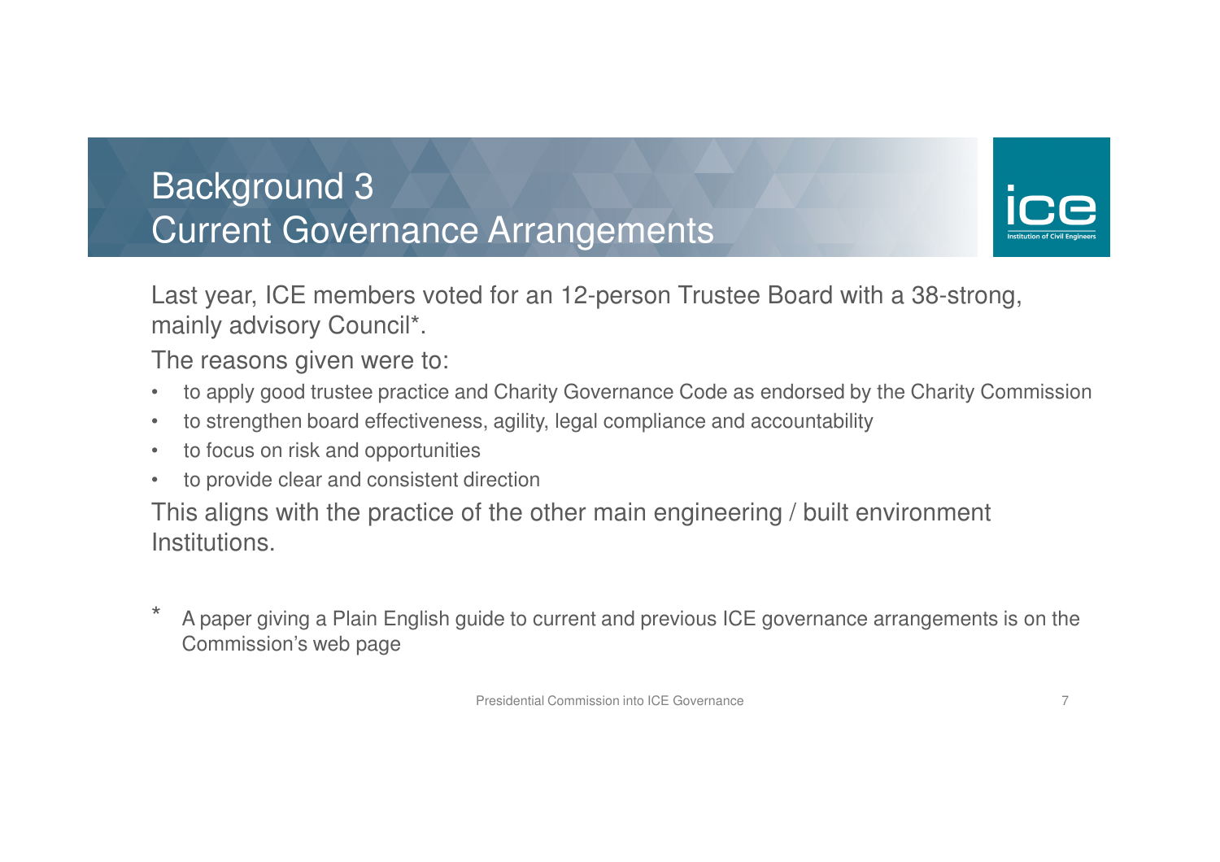# Background 3
# Current Governance Arrangements

Last year, ICE members voted for an 12-person Trustee Board with a 38-strong, mainly advisory Council*.

The reasons given were to:

- to apply good trustee practice and Charity Governance Code as endorsed by the Charity Commission
- to strengthen board effectiveness, agility, legal compliance and accountability
- to focus on risk and opportunities
- to provide clear and consistent direction

This aligns with the practice of the other main engineering / built environment Institutions.

\* A paper giving a Plain English guide to current and previous ICE governance arrangements is on the Commission's web page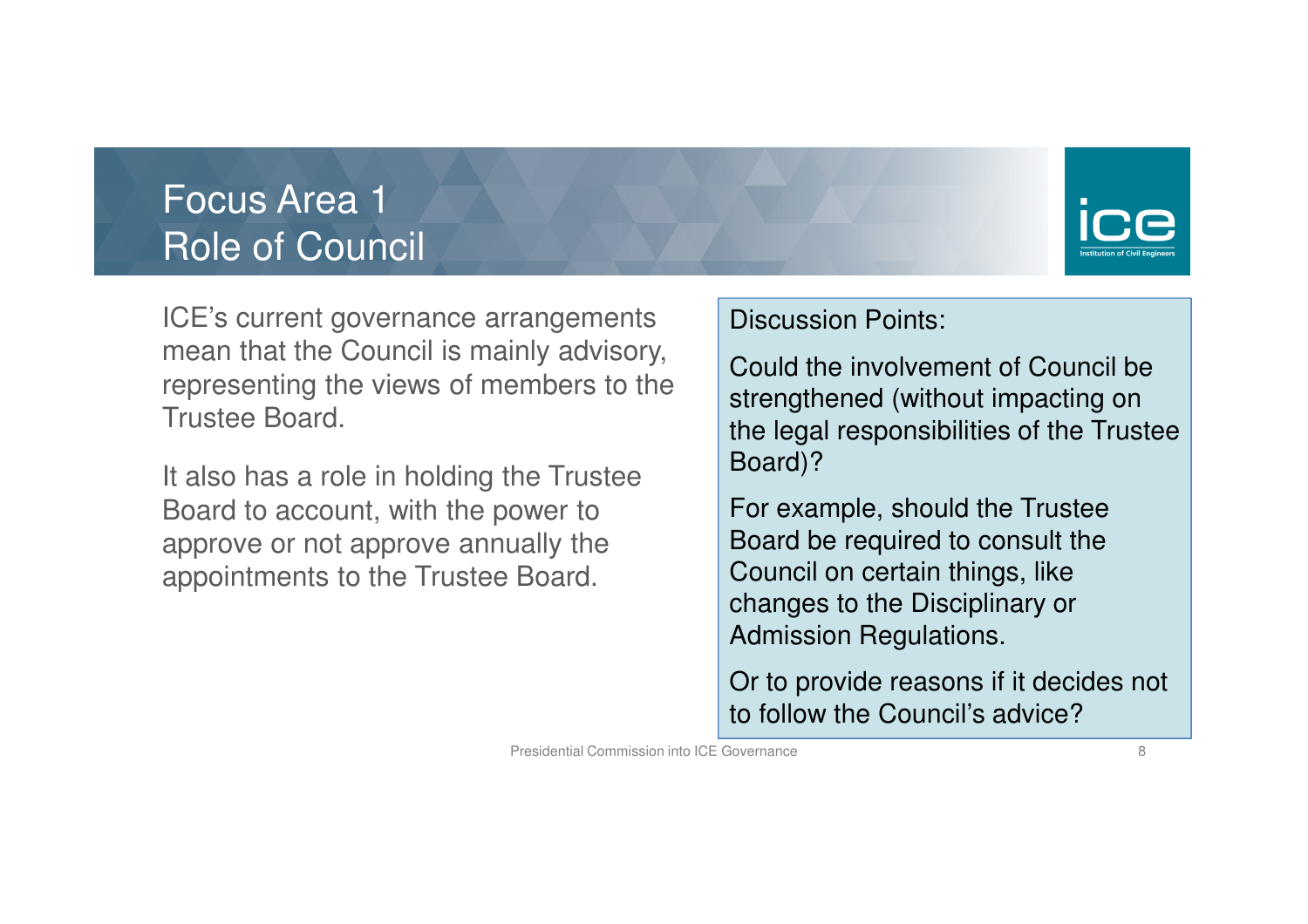# Focus Area 1
# Role of Council

ICE's current governance arrangements mean that the Council is mainly advisory, representing the views of members to the Trustee Board.

It also has a role in holding the Trustee Board to account, with the power to approve or not approve annually the appointments to the Trustee Board.

Discussion Points:

Could the involvement of Council be strengthened (without impacting on the legal responsibilities of the Trustee Board)?

For example, should the Trustee Board be required to consult the Council on certain things, like changes to the Disciplinary or Admission Regulations.

Or to provide reasons if it decides not to follow the Council's advice?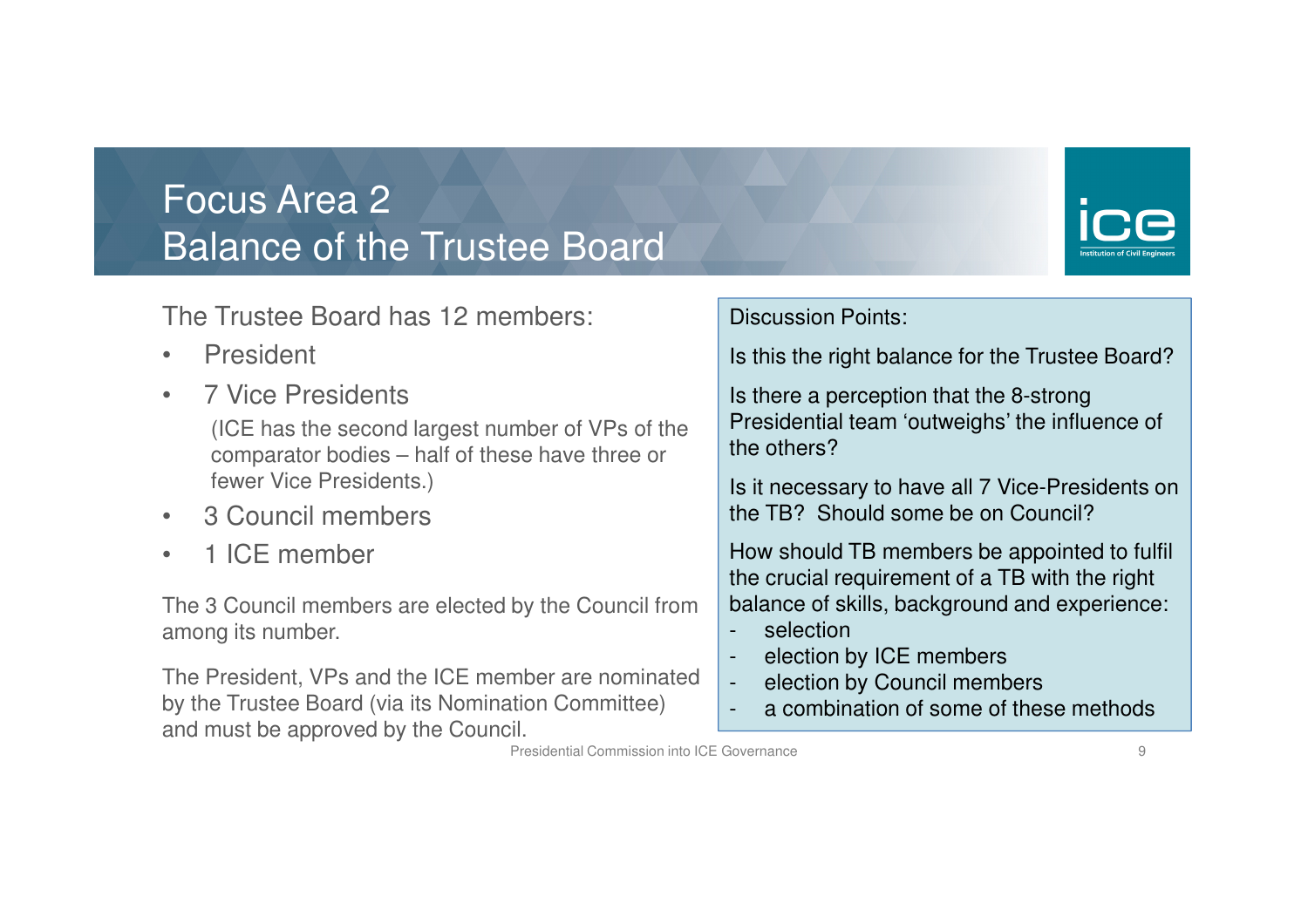# Focus Area 2
# Balance of the Trustee Board

The Trustee Board has 12 members:

- President
- 7 Vice Presidents
  (ICE has the second largest number of VPs of the comparator bodies – half of these have three or fewer Vice Presidents.)
- 3 Council members
- 1 ICE member

The 3 Council members are elected by the Council from among its number.

The President, VPs and the ICE member are nominated by the Trustee Board (via its Nomination Committee) and must be approved by the Council.

Discussion Points:

Is this the right balance for the Trustee Board?

Is there a perception that the 8-strong Presidential team 'outweighs' the influence of the others?

Is it necessary to have all 7 Vice-Presidents on the TB? Should some be on Council?

How should TB members be appointed to fulfil the crucial requirement of a TB with the right balance of skills, background and experience:

- selection
- election by ICE members
- election by Council members
- a combination of some of these methods

Presidential Commission into ICE Governance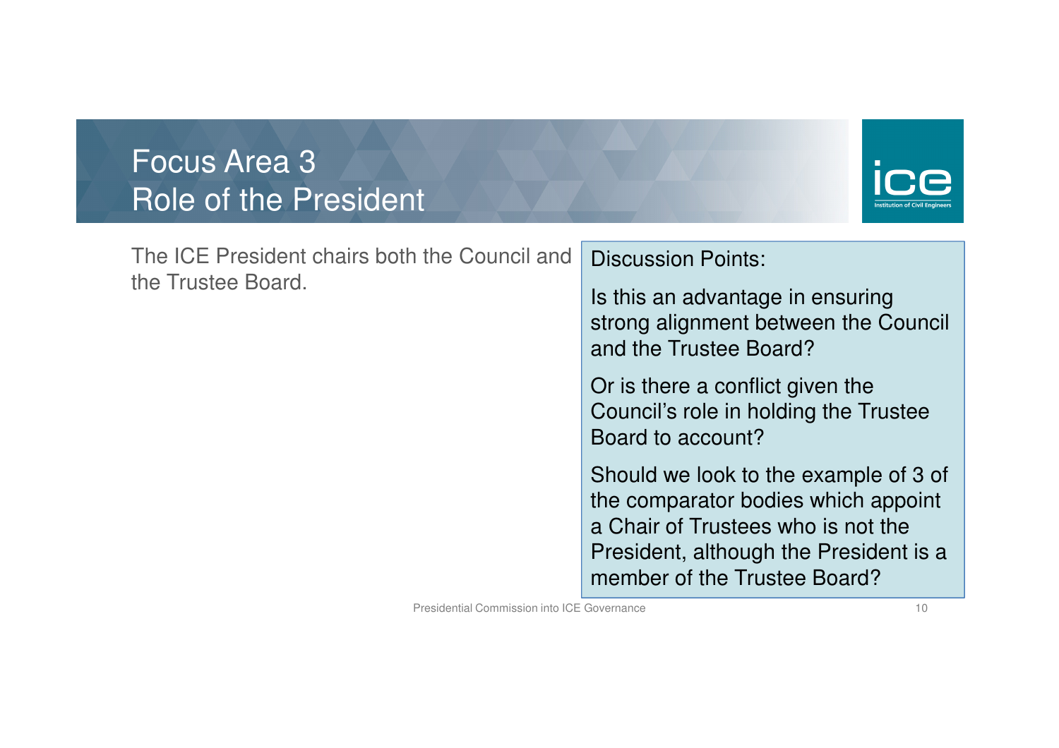# Focus Area 3
# Role of the President

The ICE President chairs both the Council and the Trustee Board.

Discussion Points:

Is this an advantage in ensuring strong alignment between the Council and the Trustee Board?

Or is there a conflict given the Council's role in holding the Trustee Board to account?

Should we look to the example of 3 of the comparator bodies which appoint a Chair of Trustees who is not the President, although the President is a member of the Trustee Board?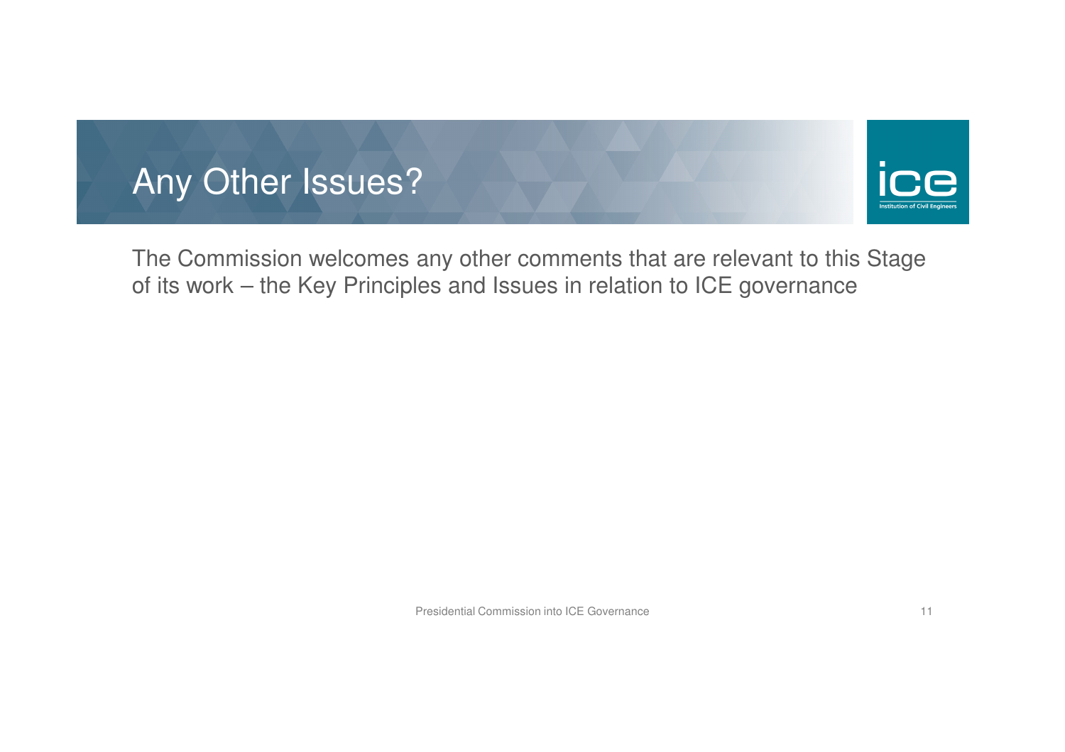# Any Other Issues?

The Commission welcomes any other comments that are relevant to this Stage of its work – the Key Principles and Issues in relation to ICE governance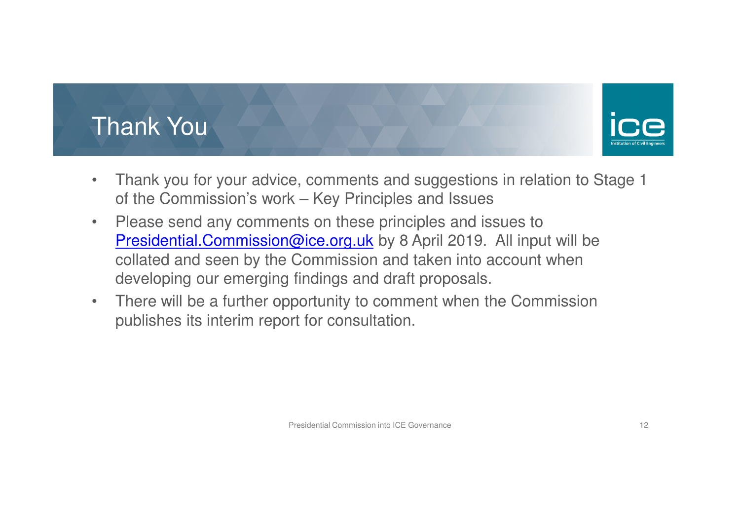# Thank You

- Thank you for your advice, comments and suggestions in relation to Stage 1 of the Commission's work – Key Principles and Issues
- Please send any comments on these principles and issues to [Presidential.Commission@ice.org.uk](mailto:Presidential.Commission@ice.org.uk) by 8 April 2019. All input will be collated and seen by the Commission and taken into account when developing our emerging findings and draft proposals.
- There will be a further opportunity to comment when the Commission publishes its interim report for consultation.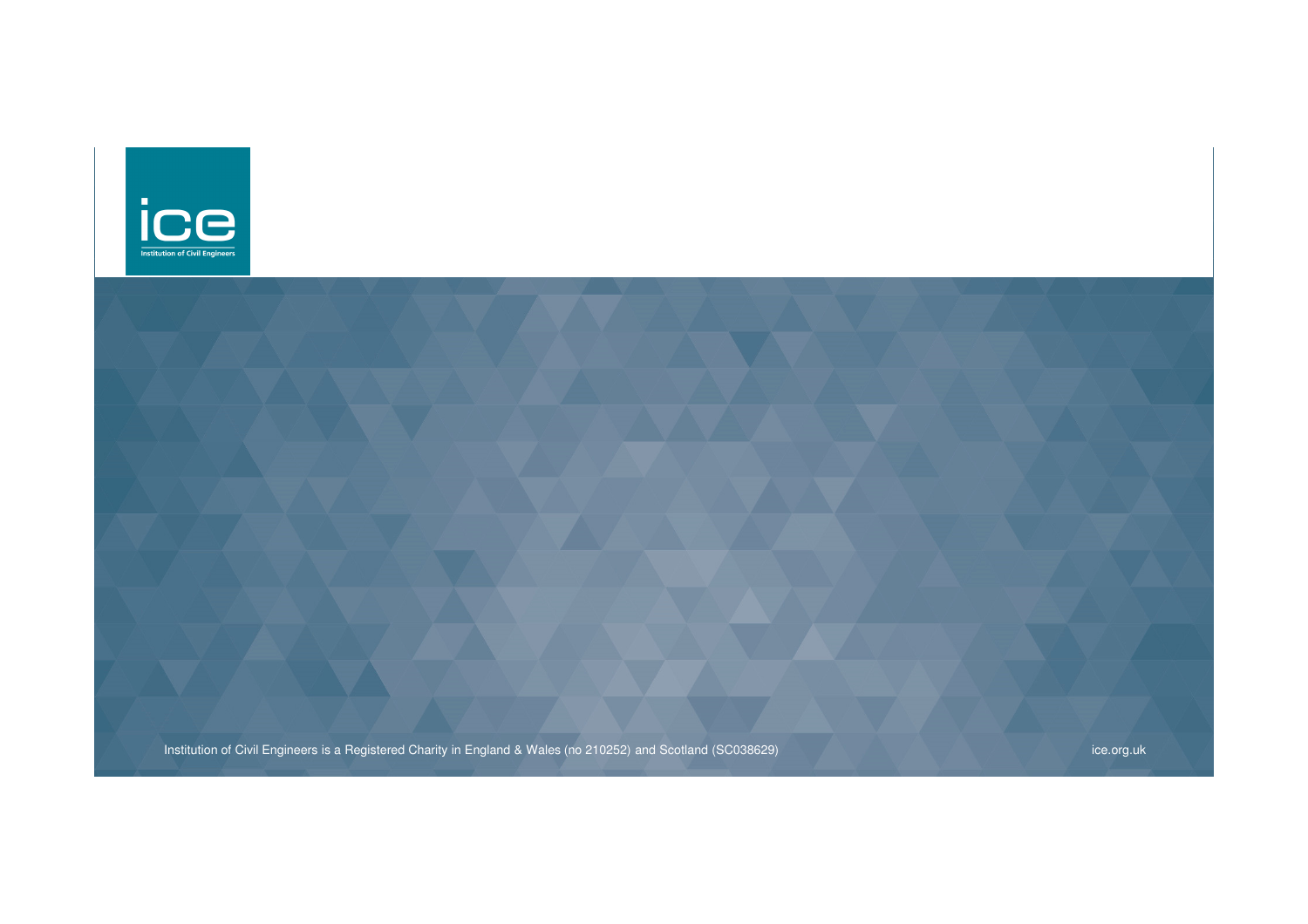ice

Institution of Civil Engineers

Institution of Civil Engineers is a Registered Charity in England & Wales (no 210252) and Scotland (SC038629)

ice.org.uk